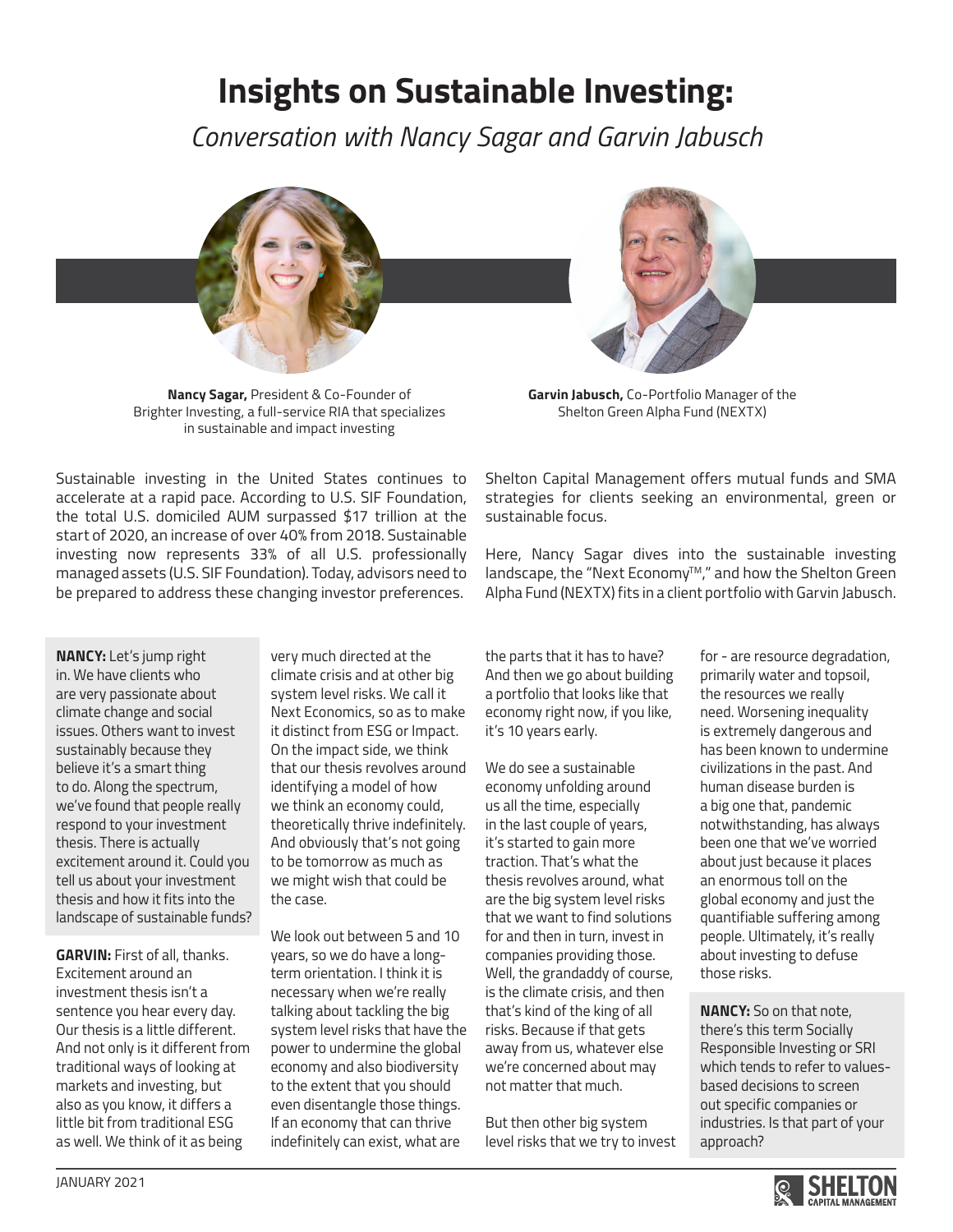# Insights on Sustainable Investing:

*Conversation with Nancy Sagar and Garvin Jabusch*

**Nancy Sagar,** President & Co-Founder of Brighter Investing, a full-service RIA that specializes in sustainable and impact investing

**Garvin Jabusch,** Co-Portfolio Manager of the Shelton Green Alpha Fund (NEXTX)

Sustainable investing in the United States continues to accelerate at a rapid pace. According to U.S. SIF Foundation, the total U.S. domiciled AUM surpassed $17 trillion at the start of 2020, an increase of over 40% from 2018. Sustainable investing now represents 33% of all U.S. professionally managed assets (U.S. SIF Foundation). Today, advisors need to be prepared to address these changing investor preferences.

Shelton Capital Management offers mutual funds and SMA strategies for clients seeking an environmental, green or sustainable focus.

Here, Nancy Sagar dives into the sustainable investing landscape, the "Next Economy™," and how the Shelton Green Alpha Fund (NEXTX) fits in a client portfolio with Garvin Jabusch.

**NANCY:** Let's jump right in. We have clients who are very passionate about climate change and social issues. Others want to invest sustainably because they believe it's a smart thing to do. Along the spectrum, we've found that people really respond to your investment thesis. There is actually excitement around it. Could you tell us about your investment thesis and how it fits into the landscape of sustainable funds?

**GARVIN:** First of all, thanks. Excitement around an investment thesis isn't a sentence you hear every day. Our thesis is a little different. And not only is it different from traditional ways of looking at markets and investing, but also as you know, it differs a little bit from traditional ESG as well. We think of it as being very much directed at the climate crisis and at other big system level risks. We call it Next Economics, so as to make it distinct from ESG or Impact. On the impact side, we think that our thesis revolves around identifying a model of how we think an economy could, theoretically thrive indefinitely. And obviously that's not going to be tomorrow as much as we might wish that could be the case.

We look out between 5 and 10 years, so we do have a long-term orientation. I think it is necessary when we're really talking about tackling the big system level risks that have the power to undermine the global economy and also biodiversity to the extent that you should even disentangle those things. If an economy that can thrive indefinitely can exist, what are the parts that it has to have? And then we go about building a portfolio that looks like that economy right now, if you like, it's 10 years early.

We do see a sustainable economy unfolding around us all the time, especially in the last couple of years, it's started to gain more traction. That's what the thesis revolves around, what are the big system level risks that we want to find solutions for and then in turn, invest in companies providing those. Well, the grandaddy of course, is the climate crisis, and then that's kind of the king of all risks. Because if that gets away from us, whatever else we're concerned about may not matter that much.

But then other big system level risks that we try to invest for - are resource degradation, primarily water and topsoil, the resources we really need. Worsening inequality is extremely dangerous and has been known to undermine civilizations in the past. And human disease burden is a big one that, pandemic notwithstanding, has always been one that we've worried about just because it places an enormous toll on the global economy and just the quantifiable suffering among people. Ultimately, it's really about investing to defuse those risks.

**NANCY:** So on that note, there's this term Socially Responsible Investing or SRI which tends to refer to values-based decisions to screen out specific companies or industries. Is that part of your approach?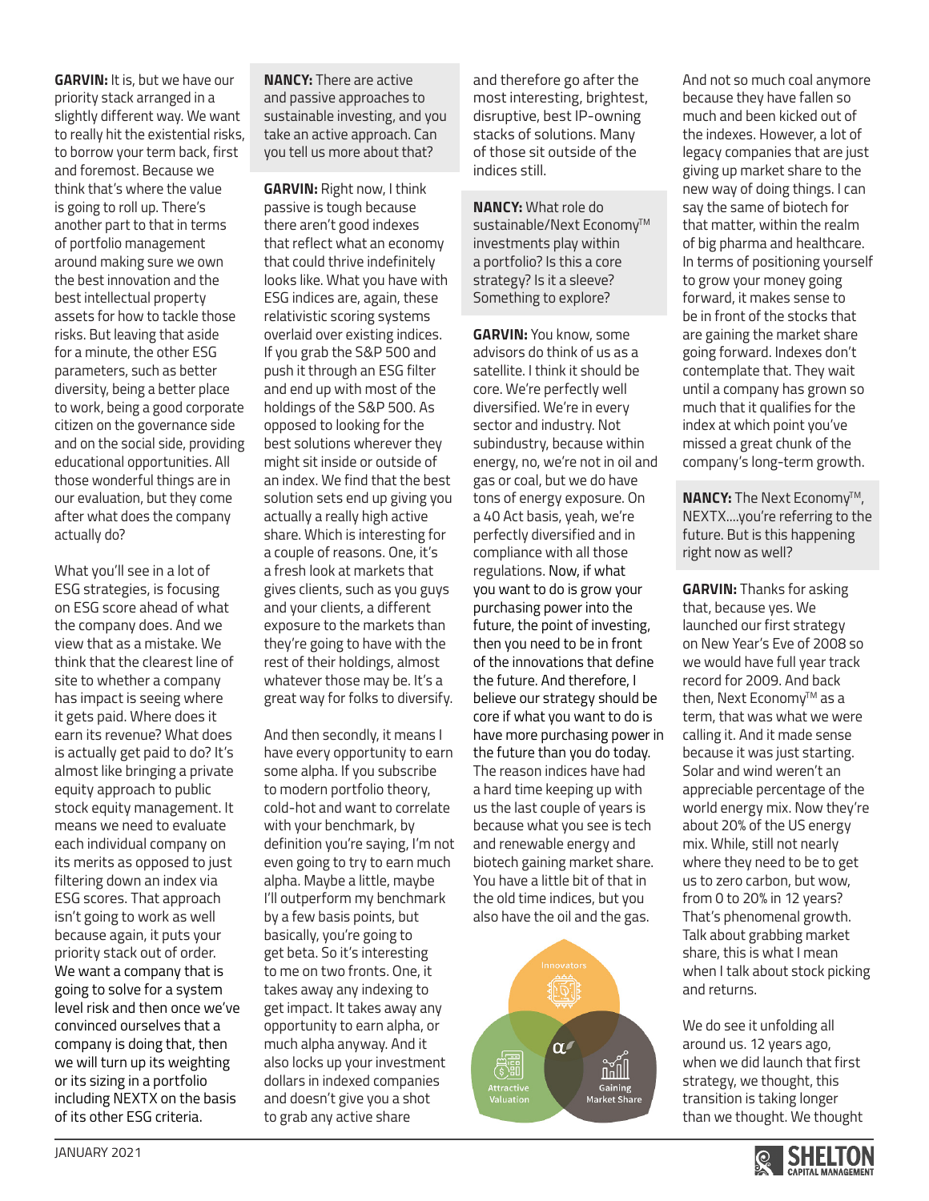**GARVIN:** It is, but we have our priority stack arranged in a slightly different way. We want to really hit the existential risks, to borrow your term back, first and foremost. Because we think that's where the value is going to roll up. There's another part to that in terms of portfolio management around making sure we own the best innovation and the best intellectual property assets for how to tackle those risks. But leaving that aside for a minute, the other ESG parameters, such as better diversity, being a better place to work, being a good corporate citizen on the governance side and on the social side, providing educational opportunities. All those wonderful things are in our evaluation, but they come after what does the company actually do?

What you'll see in a lot of ESG strategies, is focusing on ESG score ahead of what the company does. And we view that as a mistake. We think that the clearest line of site to whether a company has impact is seeing where it gets paid. Where does it earn its revenue? What does is actually get paid to do? It's almost like bringing a private equity approach to public stock equity management. It means we need to evaluate each individual company on its merits as opposed to just filtering down an index via ESG scores. That approach isn't going to work as well because again, it puts your priority stack out of order. We want a company that is going to solve for a system level risk and then once we've convinced ourselves that a company is doing that, then we will turn up its weighting or its sizing in a portfolio including NEXTX on the basis of its other ESG criteria.

**NANCY:** There are active and passive approaches to sustainable investing, and you take an active approach. Can you tell us more about that?

**GARVIN:** Right now, I think passive is tough because there aren't good indexes that reflect what an economy that could thrive indefinitely looks like. What you have with ESG indices are, again, these relativistic scoring systems overlaid over existing indices. If you grab the S&P 500 and push it through an ESG filter and end up with most of the holdings of the S&P 500. As opposed to looking for the best solutions wherever they might sit inside or outside of an index. We find that the best solution sets end up giving you actually a really high active share. Which is interesting for a couple of reasons. One, it's a fresh look at markets that gives clients, such as you guys and your clients, a different exposure to the markets than they're going to have with the rest of their holdings, almost whatever those may be. It's a great way for folks to diversify.

And then secondly, it means I have every opportunity to earn some alpha. If you subscribe to modern portfolio theory, cold-hot and want to correlate with your benchmark, by definition you're saying, I'm not even going to try to earn much alpha. Maybe a little, maybe I'll outperform my benchmark by a few basis points, but basically, you're going to get beta. So it's interesting to me on two fronts. One, it takes away any indexing to get impact. It takes away any opportunity to earn alpha, or much alpha anyway. And it also locks up your investment dollars in indexed companies and doesn't give you a shot to grab any active share and therefore go after the most interesting, brightest, disruptive, best IP-owning stacks of solutions. Many of those sit outside of the indices still.

**NANCY:** What role do sustainable/Next Economy™ investments play within a portfolio? Is this a core strategy? Is it a sleeve? Something to explore?

**GARVIN:** You know, some advisors do think of us as a satellite. I think it should be core. We're perfectly well diversified. We're in every sector and industry. Not subindustry, because within energy, no, we're not in oil and gas or coal, but we do have tons of energy exposure. On a 40 Act basis, yeah, we're perfectly diversified and in compliance with all those regulations. Now, if what you want to do is grow your purchasing power into the future, the point of investing, then you need to be in front of the innovations that define the future. And therefore, I believe our strategy should be core if what you want to do is have more purchasing power in the future than you do today. The reason indices have had a hard time keeping up with us the last couple of years is because what you see is tech and renewable energy and biotech gaining market share. You have a little bit of that in the old time indices, but you also have the oil and the gas.

Innovators

$\alpha$

Attractive Valuation

Gaining Market Share

And not so much coal anymore because they have fallen so much and been kicked out of the indexes. However, a lot of legacy companies that are just giving up market share to the new way of doing things. I can say the same of biotech for that matter, within the realm of big pharma and healthcare. In terms of positioning yourself to grow your money going forward, it makes sense to be in front of the stocks that are gaining the market share going forward. Indexes don't contemplate that. They wait until a company has grown so much that it qualifies for the index at which point you've missed a great chunk of the company's long-term growth.

**NANCY:** The Next Economy™, NEXTX....you're referring to the future. But is this happening right now as well?

**GARVIN:** Thanks for asking that, because yes. We launched our first strategy on New Year's Eve of 2008 so we would have full year track record for 2009. And back then, Next Economy™ as a term, that was what we were calling it. And it made sense because it was just starting. Solar and wind weren't an appreciable percentage of the world energy mix. Now they're about 20% of the US energy mix. While, still not nearly where they need to be to get us to zero carbon, but wow, from 0 to 20% in 12 years? That's phenomenal growth. Talk about grabbing market share, this is what I mean when I talk about stock picking and returns.

We do see it unfolding all around us. 12 years ago, when we did launch that first strategy, we thought, this transition is taking longer than we thought. We thought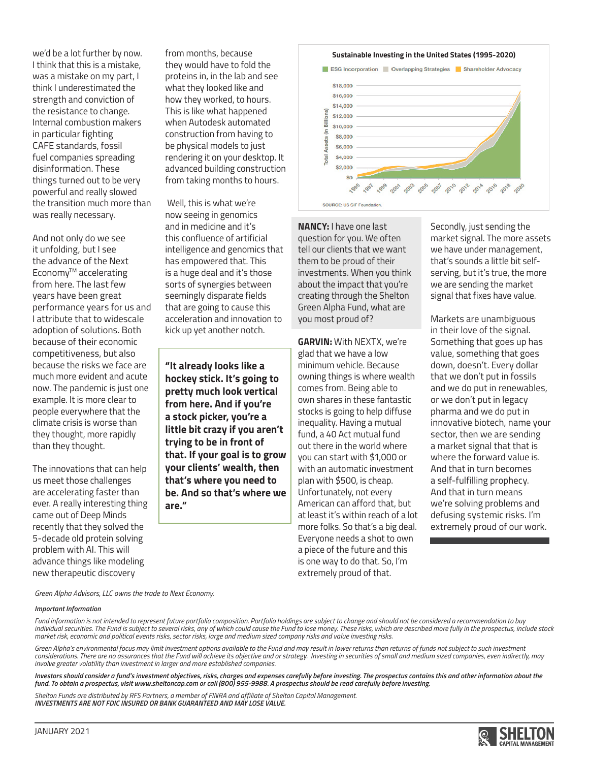we'd be a lot further by now. I think that this is a mistake, was a mistake on my part, I think I underestimated the strength and conviction of the resistance to change. Internal combustion makers in particular fighting CAFE standards, fossil fuel companies spreading disinformation. These things turned out to be very powerful and really slowed the transition much more than was really necessary.

And not only do we see it unfolding, but I see the advance of the Next Economy™ accelerating from here. The last few years have been great performance years for us and I attribute that to widescale adoption of solutions. Both because of their economic competitiveness, but also because the risks we face are much more evident and acute now. The pandemic is just one example. It is more clear to people everywhere that the climate crisis is worse than they thought, more rapidly than they thought.

The innovations that can help us meet those challenges are accelerating faster than ever. A really interesting thing came out of Deep Minds recently that they solved the 5-decade old protein solving problem with AI. This will advance things like modeling new therapeutic discovery from months, because they would have to fold the proteins in, in the lab and see what they looked like and how they worked, to hours. This is like what happened when Autodesk automated construction from having to be physical models to just rendering it on your desktop. It advanced building construction from taking months to hours.

Well, this is what we're now seeing in genomics and in medicine and it's this confluence of artificial intelligence and genomics that has empowered that. This is a huge deal and it's those sorts of synergies between seemingly disparate fields that are going to cause this acceleration and innovation to kick up yet another notch.

> **"It already looks like a hockey stick. It's going to pretty much look vertical from here. And if you're a stock picker, you're a little bit crazy if you aren't trying to be in front of that. If your goal is to grow your clients' wealth, then that's where you need to be. And so that's where we are."**

**Sustainable Investing in the United States (1995-2020)**

ESG Incorporation | Overlapping Strategies | Shareholder Advocacy

Total Assets (in Billions)

$0, $2,000, $4,000, $6,000, $8,000, $10,000, $12,000, $14,000, $16,000, $18,000

1995, 1997, 1999, 2001, 2003, 2005, 2007, 2010, 2012, 2014, 2016, 2018, 2020

SOURCE: US SIF Foundation.

**NANCY:** I have one last question for you. We often tell our clients that we want them to be proud of their investments. When you think about the impact that you're creating through the Shelton Green Alpha Fund, what are you most proud of?

**GARVIN:** With NEXTX, we're glad that we have a low minimum vehicle. Because owning things is where wealth comes from. Being able to own shares in these fantastic stocks is going to help diffuse inequality. Having a mutual fund, a 40 Act mutual fund out there in the world where you can start with $1,000 or with an automatic investment plan with $500, is cheap. Unfortunately, not every American can afford that, but at least it's within reach of a lot more folks. So that's a big deal. Everyone needs a shot to own a piece of the future and this is one way to do that. So, I'm extremely proud of that.

Secondly, just sending the market signal. The more assets we have under management, that's sounds a little bit self-serving, but it's true, the more we are sending the market signal that fixes have value.

Markets are unambiguous in their love of the signal. Something that goes up has value, something that goes down, doesn't. Every dollar that we don't put in fossils and we do put in renewables, or we don't put in legacy pharma and we do put in innovative biotech, name your sector, then we are sending a market signal that that is where the forward value is. And that in turn becomes a self-fulfilling prophecy. And that in turn means we're solving problems and defusing systemic risks. I'm extremely proud of our work.

*Green Alpha Advisors, LLC owns the trade to Next Economy.*

***Important Information***

*Fund information is not intended to represent future portfolio composition. Portfolio holdings are subject to change and should not be considered a recommendation to buy individual securities. The Fund is subject to several risks, any of which could cause the Fund to lose money. These risks, which are described more fully in the prospectus, include stock market risk, economic and political events risks, sector risks, large and medium sized company risks and value investing risks.*

*Green Alpha's environmental focus may limit investment options available to the Fund and may result in lower returns than returns of funds not subject to such investment considerations. There are no assurances that the Fund will achieve its objective and or strategy. Investing in securities of small and medium sized companies, even indirectly, may involve greater volatility than investment in larger and more established companies.*

***Investors should consider a fund's investment objectives, risks, charges and expenses carefully before investing. The prospectus contains this and other information about the fund. To obtain a prospectus, visit www.sheltoncap.com or call (800) 955-9988. A prospectus should be read carefully before investing.***

*Shelton Funds are distributed by RFS Partners, a member of FINRA and affiliate of Shelton Capital Management.*
***INVESTMENTS ARE NOT FDIC INSURED OR BANK GUARANTEED AND MAY LOSE VALUE.***

JANUARY 2021

SHELTON CAPITAL MANAGEMENT